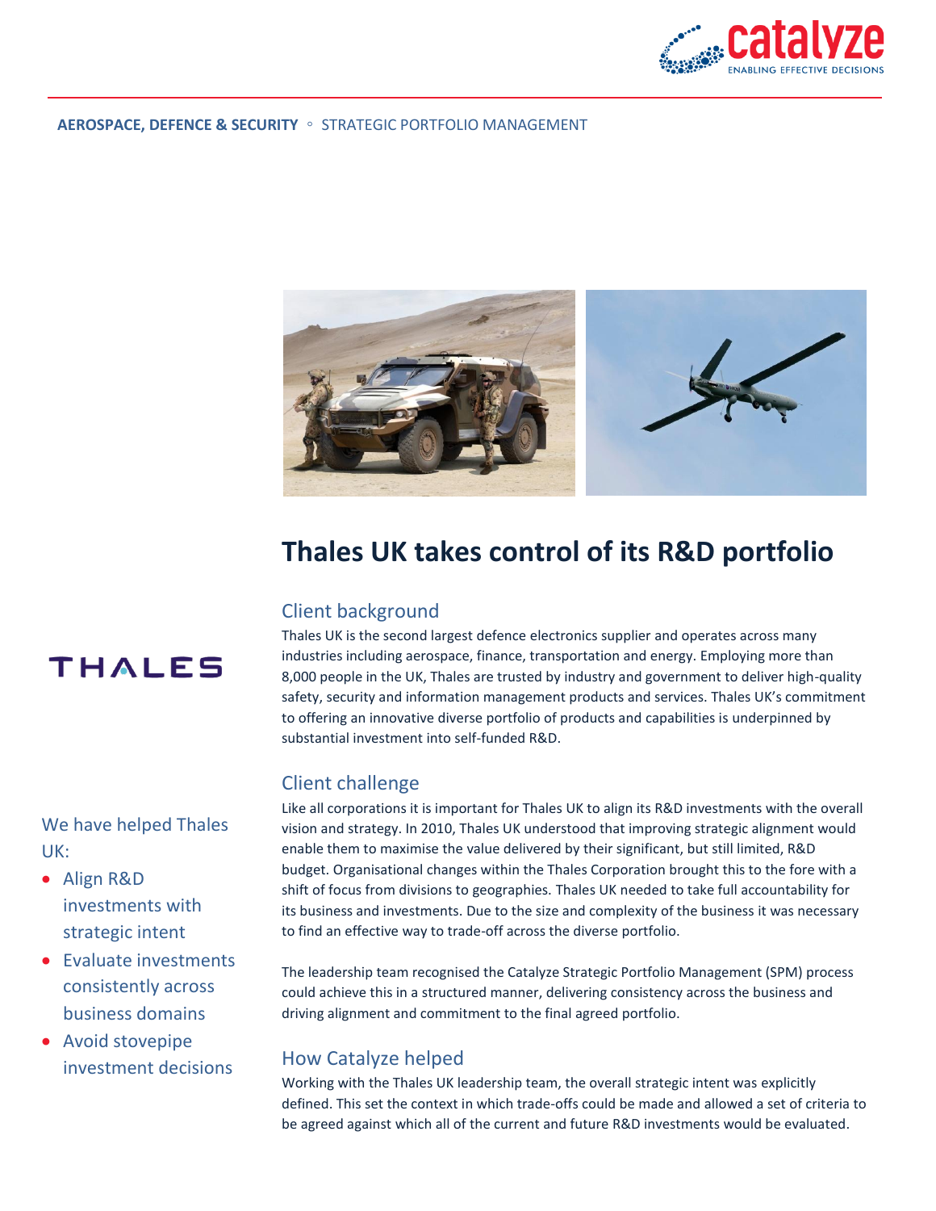AEROSPACE, DEFENCE & SECURITY ◦ STRATEGIC PORTFOLIO MANAGEMENT

# Thales UK takes control of its R&D portfolio

We have helped Thales UK:

- Align R&D investments with strategic intent
- Evaluate investments consistently across business domains
- Avoid stovepipe investment decisions

## Client background

Thales UK is the second largest defence electronics supplier and operates across many industries including aerospace, finance, transportation and energy. Employing more than 8,000 people in the UK, Thales are trusted by industry and government to deliver high-quality safety, security and information management products and services. Thales UK's commitment to offering an innovative diverse portfolio of products and capabilities is underpinned by substantial investment into self-funded R&D.

## Client challenge

Like all corporations it is important for Thales UK to align its R&D investments with the overall vision and strategy. In 2010, Thales UK understood that improving strategic alignment would enable them to maximise the value delivered by their significant, but still limited, R&D budget. Organisational changes within the Thales Corporation brought this to the fore with a shift of focus from divisions to geographies. Thales UK needed to take full accountability for its business and investments. Due to the size and complexity of the business it was necessary to find an effective way to trade-off across the diverse portfolio.

The leadership team recognised the Catalyze Strategic Portfolio Management (SPM) process could achieve this in a structured manner, delivering consistency across the business and driving alignment and commitment to the final agreed portfolio.

## How Catalyze helped

Working with the Thales UK leadership team, the overall strategic intent was explicitly defined. This set the context in which trade-offs could be made and allowed a set of criteria to be agreed against which all of the current and future R&D investments would be evaluated.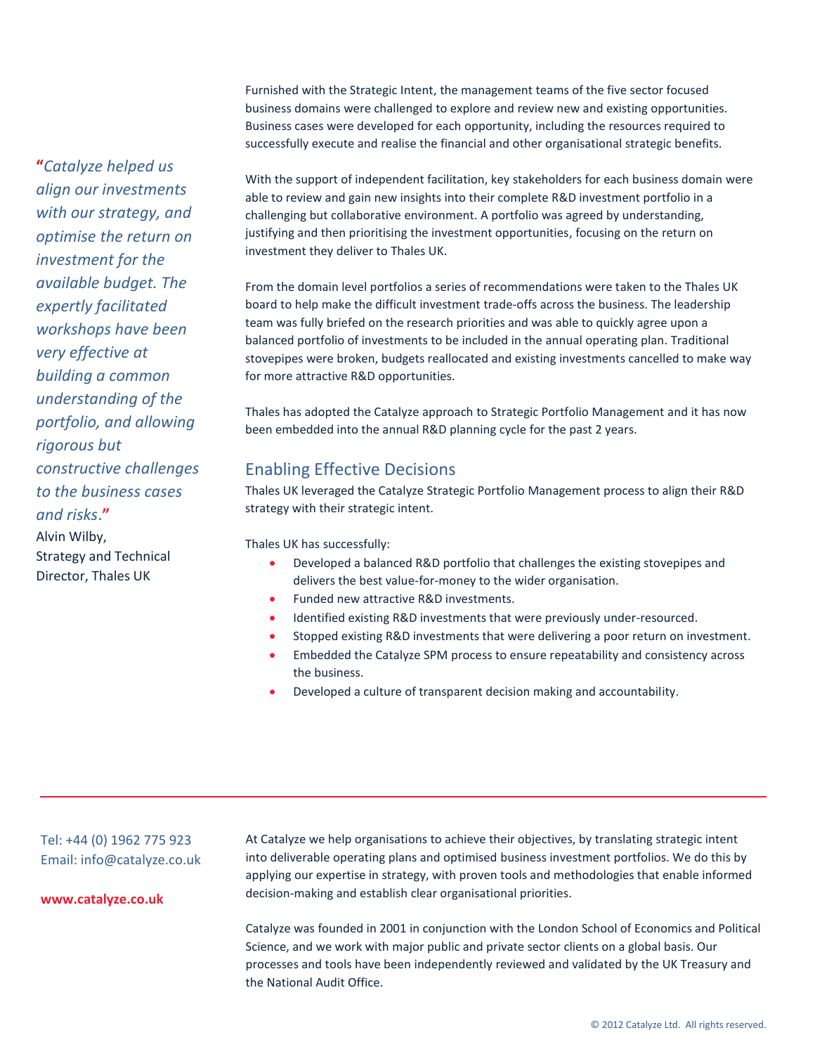*"Catalyze helped us align our investments with our strategy, and optimise the return on investment for the available budget. The expertly facilitated workshops have been very effective at building a common understanding of the portfolio, and allowing rigorous but constructive challenges to the business cases and risks."*

Alvin Wilby,
Strategy and Technical Director, Thales UK

Furnished with the Strategic Intent, the management teams of the five sector focused business domains were challenged to explore and review new and existing opportunities. Business cases were developed for each opportunity, including the resources required to successfully execute and realise the financial and other organisational strategic benefits.

With the support of independent facilitation, key stakeholders for each business domain were able to review and gain new insights into their complete R&D investment portfolio in a challenging but collaborative environment. A portfolio was agreed by understanding, justifying and then prioritising the investment opportunities, focusing on the return on investment they deliver to Thales UK.

From the domain level portfolios a series of recommendations were taken to the Thales UK board to help make the difficult investment trade-offs across the business. The leadership team was fully briefed on the research priorities and was able to quickly agree upon a balanced portfolio of investments to be included in the annual operating plan. Traditional stovepipes were broken, budgets reallocated and existing investments cancelled to make way for more attractive R&D opportunities.

Thales has adopted the Catalyze approach to Strategic Portfolio Management and it has now been embedded into the annual R&D planning cycle for the past 2 years.

## Enabling Effective Decisions

Thales UK leveraged the Catalyze Strategic Portfolio Management process to align their R&D strategy with their strategic intent.

Thales UK has successfully:

- Developed a balanced R&D portfolio that challenges the existing stovepipes and delivers the best value-for-money to the wider organisation.
- Funded new attractive R&D investments.
- Identified existing R&D investments that were previously under-resourced.
- Stopped existing R&D investments that were delivering a poor return on investment.
- Embedded the Catalyze SPM process to ensure repeatability and consistency across the business.
- Developed a culture of transparent decision making and accountability.

---

Tel: +44 (0) 1962 775 923
Email: info@catalyze.co.uk

**www.catalyze.co.uk**

At Catalyze we help organisations to achieve their objectives, by translating strategic intent into deliverable operating plans and optimised business investment portfolios. We do this by applying our expertise in strategy, with proven tools and methodologies that enable informed decision-making and establish clear organisational priorities.

Catalyze was founded in 2001 in conjunction with the London School of Economics and Political Science, and we work with major public and private sector clients on a global basis. Our processes and tools have been independently reviewed and validated by the UK Treasury and the National Audit Office.

© 2012 Catalyze Ltd. All rights reserved.